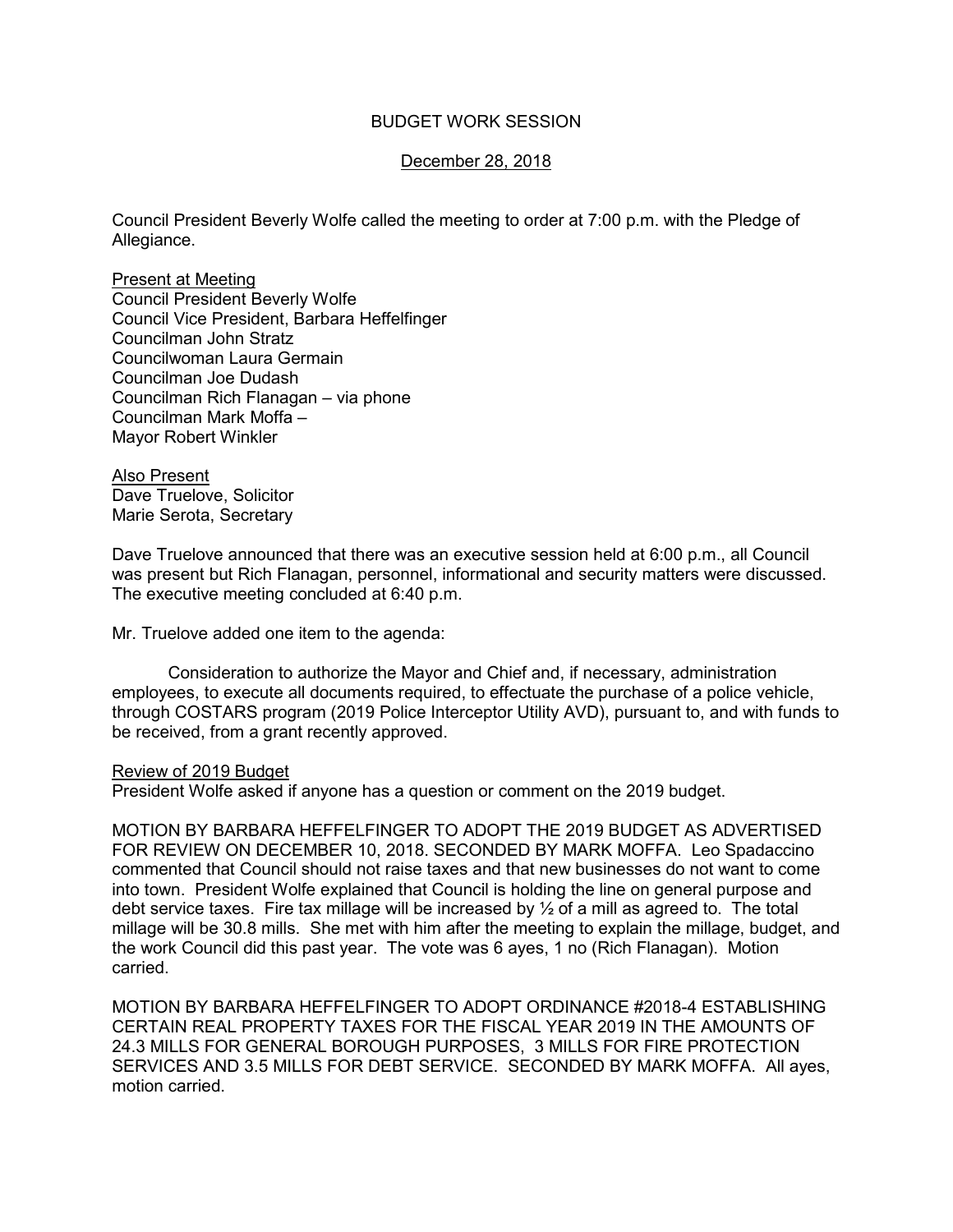# BUDGET WORK SESSION

## December 28, 2018

Council President Beverly Wolfe called the meeting to order at 7:00 p.m. with the Pledge of Allegiance.

Present at Meeting
Council President Beverly Wolfe
Council Vice President, Barbara Heffelfinger
Councilman John Stratz
Councilwoman Laura Germain
Councilman Joe Dudash
Councilman Rich Flanagan – via phone
Councilman Mark Moffa –
Mayor Robert Winkler

Also Present
Dave Truelove, Solicitor
Marie Serota, Secretary

Dave Truelove announced that there was an executive session held at 6:00 p.m., all Council was present but Rich Flanagan, personnel, informational and security matters were discussed. The executive meeting concluded at 6:40 p.m.

Mr. Truelove added one item to the agenda:

Consideration to authorize the Mayor and Chief and, if necessary, administration employees, to execute all documents required, to effectuate the purchase of a police vehicle, through COSTARS program (2019 Police Interceptor Utility AVD), pursuant to, and with funds to be received, from a grant recently approved.

Review of 2019 Budget
President Wolfe asked if anyone has a question or comment on the 2019 budget.

MOTION BY BARBARA HEFFELFINGER TO ADOPT THE 2019 BUDGET AS ADVERTISED FOR REVIEW ON DECEMBER 10, 2018. SECONDED BY MARK MOFFA. Leo Spadaccino commented that Council should not raise taxes and that new businesses do not want to come into town. President Wolfe explained that Council is holding the line on general purpose and debt service taxes. Fire tax millage will be increased by ½ of a mill as agreed to. The total millage will be 30.8 mills. She met with him after the meeting to explain the millage, budget, and the work Council did this past year. The vote was 6 ayes, 1 no (Rich Flanagan). Motion carried.

MOTION BY BARBARA HEFFELFINGER TO ADOPT ORDINANCE #2018-4 ESTABLISHING CERTAIN REAL PROPERTY TAXES FOR THE FISCAL YEAR 2019 IN THE AMOUNTS OF 24.3 MILLS FOR GENERAL BOROUGH PURPOSES, 3 MILLS FOR FIRE PROTECTION SERVICES AND 3.5 MILLS FOR DEBT SERVICE. SECONDED BY MARK MOFFA. All ayes, motion carried.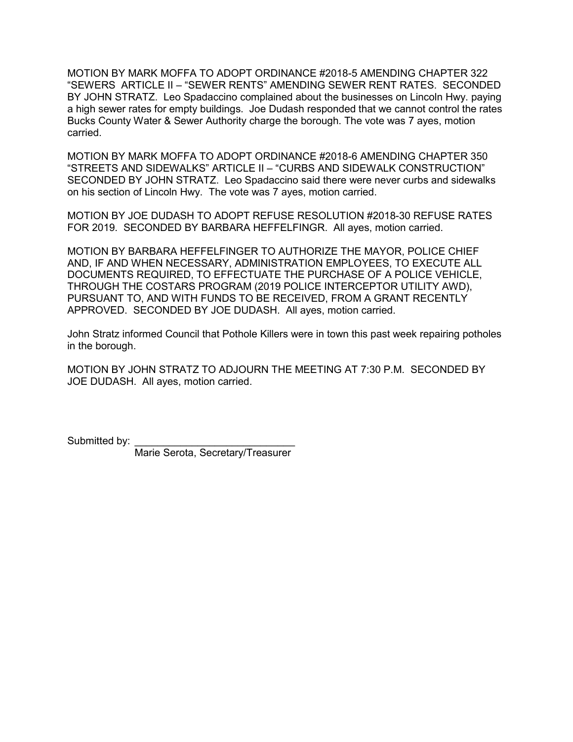MOTION BY MARK MOFFA TO ADOPT ORDINANCE #2018-5 AMENDING CHAPTER 322 "SEWERS ARTICLE II – "SEWER RENTS" AMENDING SEWER RENT RATES. SECONDED BY JOHN STRATZ. Leo Spadaccino complained about the businesses on Lincoln Hwy. paying a high sewer rates for empty buildings. Joe Dudash responded that we cannot control the rates Bucks County Water & Sewer Authority charge the borough. The vote was 7 ayes, motion carried.

MOTION BY MARK MOFFA TO ADOPT ORDINANCE #2018-6 AMENDING CHAPTER 350 "STREETS AND SIDEWALKS" ARTICLE II – "CURBS AND SIDEWALK CONSTRUCTION" SECONDED BY JOHN STRATZ. Leo Spadaccino said there were never curbs and sidewalks on his section of Lincoln Hwy. The vote was 7 ayes, motion carried.

MOTION BY JOE DUDASH TO ADOPT REFUSE RESOLUTION #2018-30 REFUSE RATES FOR 2019. SECONDED BY BARBARA HEFFELFINGR. All ayes, motion carried.

MOTION BY BARBARA HEFFELFINGER TO AUTHORIZE THE MAYOR, POLICE CHIEF AND, IF AND WHEN NECESSARY, ADMINISTRATION EMPLOYEES, TO EXECUTE ALL DOCUMENTS REQUIRED, TO EFFECTUATE THE PURCHASE OF A POLICE VEHICLE, THROUGH THE COSTARS PROGRAM (2019 POLICE INTERCEPTOR UTILITY AWD), PURSUANT TO, AND WITH FUNDS TO BE RECEIVED, FROM A GRANT RECENTLY APPROVED. SECONDED BY JOE DUDASH. All ayes, motion carried.

John Stratz informed Council that Pothole Killers were in town this past week repairing potholes in the borough.

MOTION BY JOHN STRATZ TO ADJOURN THE MEETING AT 7:30 P.M. SECONDED BY JOE DUDASH. All ayes, motion carried.

Submitted by: ____________________________

Marie Serota, Secretary/Treasurer